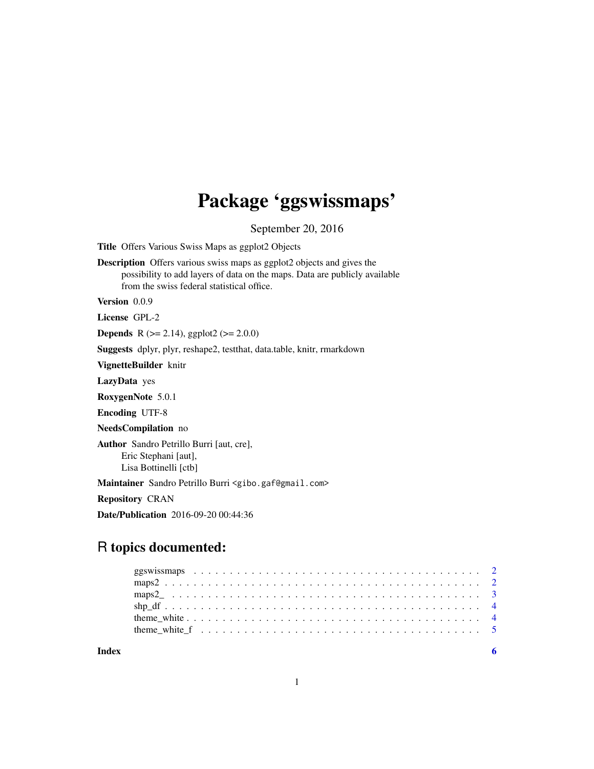# Package 'ggswissmaps'

September 20, 2016

**Title** Offers Various Swiss Maps as ggplot2 Objects

**Description** Offers various swiss maps as ggplot2 objects and gives the possibility to add layers of data on the maps. Data are publicly available from the swiss federal statistical office.

**Version** 0.0.9

**License** GPL-2

**Depends** R (>= 2.14), ggplot2 (>= 2.0.0)

**Suggests** dplyr, plyr, reshape2, testthat, data.table, knitr, rmarkdown

**VignetteBuilder** knitr

**LazyData** yes

**RoxygenNote** 5.0.1

**Encoding** UTF-8

**NeedsCompilation** no

**Author** Sandro Petrillo Burri [aut, cre],
Eric Stephani [aut],
Lisa Bottinelli [ctb]

**Maintainer** Sandro Petrillo Burri <gibo.gaf@gmail.com>

**Repository** CRAN

**Date/Publication** 2016-09-20 00:44:36

## R topics documented:

- ggswissmaps . . . . . . . . . . . . . . . . . . . . . . . . . . . . . . . . . . . . . . . 2
- maps2 . . . . . . . . . . . . . . . . . . . . . . . . . . . . . . . . . . . . . . . . . . 2
- maps2_ . . . . . . . . . . . . . . . . . . . . . . . . . . . . . . . . . . . . . . . . . 3
- shp_df . . . . . . . . . . . . . . . . . . . . . . . . . . . . . . . . . . . . . . . . . . 4
- theme_white . . . . . . . . . . . . . . . . . . . . . . . . . . . . . . . . . . . . . . . 4
- theme_white_f . . . . . . . . . . . . . . . . . . . . . . . . . . . . . . . . . . . . . . 5

**Index** 6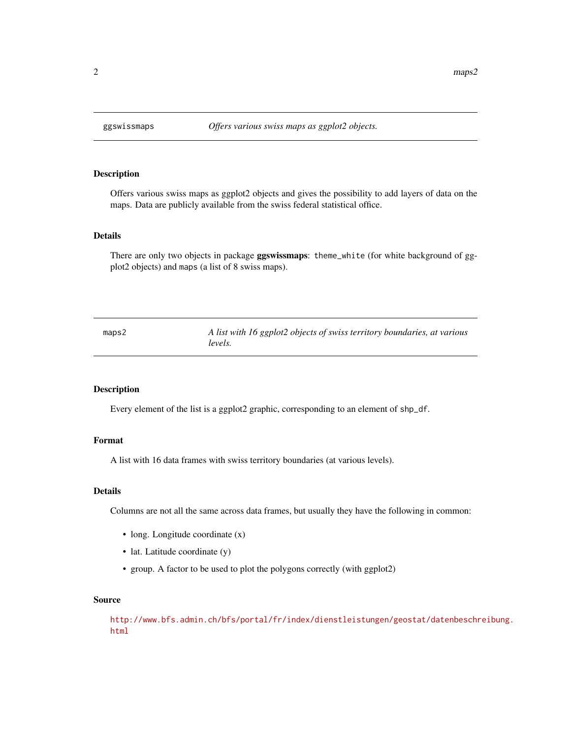## ggswissmaps — *Offers various swiss maps as ggplot2 objects.*

### Description

Offers various swiss maps as ggplot2 objects and gives the possibility to add layers of data on the maps. Data are publicly available from the swiss federal statistical office.

### Details

There are only two objects in package **ggswissmaps**: `theme_white` (for white background of ggplot2 objects) and `maps` (a list of 8 swiss maps).

## maps2 — *A list with 16 ggplot2 objects of swiss territory boundaries, at various levels.*

### Description

Every element of the list is a ggplot2 graphic, corresponding to an element of `shp_df`.

### Format

A list with 16 data frames with swiss territory boundaries (at various levels).

### Details

Columns are not all the same across data frames, but usually they have the following in common:

- long. Longitude coordinate (x)
- lat. Latitude coordinate (y)
- group. A factor to be used to plot the polygons correctly (with ggplot2)

### Source

http://www.bfs.admin.ch/bfs/portal/fr/index/dienstleistungen/geostat/datenbeschreibung.html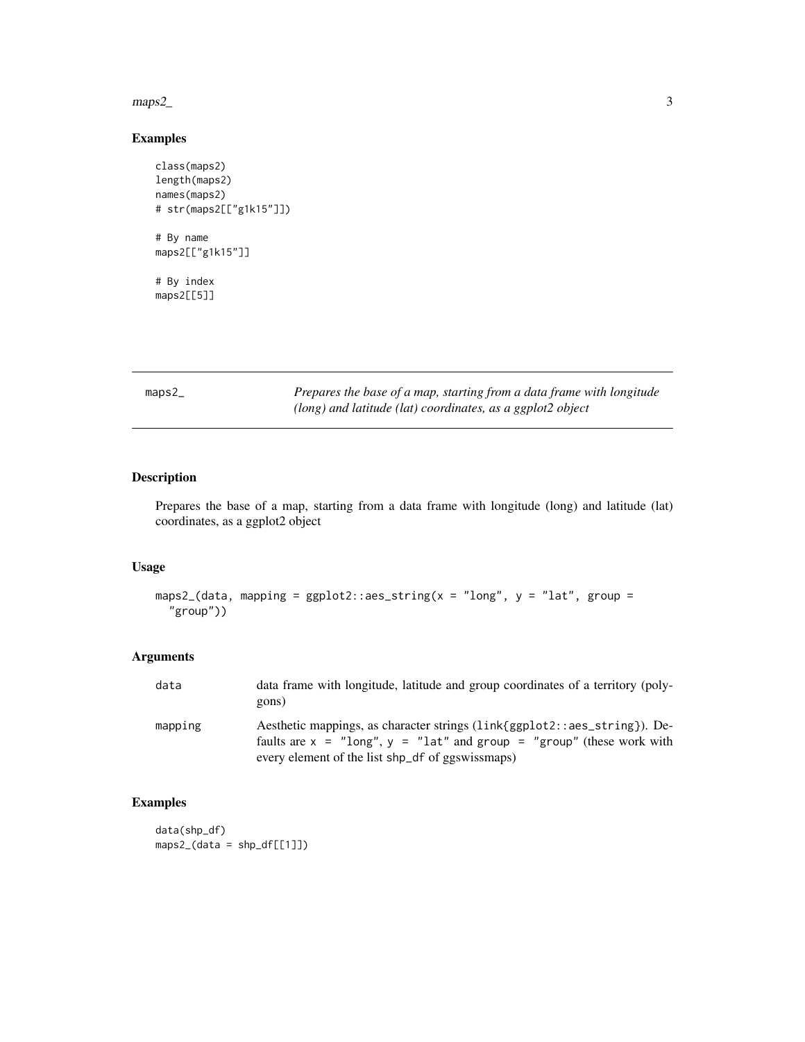## Examples

```
class(maps2)
length(maps2)
names(maps2)
# str(maps2[["g1k15"]])

# By name
maps2[["g1k15"]]

# By index
maps2[[5]]
```

---

## maps2_ *Prepares the base of a map, starting from a data frame with longitude (long) and latitude (lat) coordinates, as a ggplot2 object*

---

### Description

Prepares the base of a map, starting from a data frame with longitude (long) and latitude (lat) coordinates, as a ggplot2 object

### Usage

```
maps2_(data, mapping = ggplot2::aes_string(x = "long", y = "lat", group =
  "group"))
```

### Arguments

| | |
|---|---|
| data | data frame with longitude, latitude and group coordinates of a territory (polygons) |
| mapping | Aesthetic mappings, as character strings (link{ggplot2::aes_string}). Defaults are x = "long", y = "lat" and group = "group" (these work with every element of the list shp_df of ggswissmaps) |

### Examples

```
data(shp_df)
maps2_(data = shp_df[[1]])
```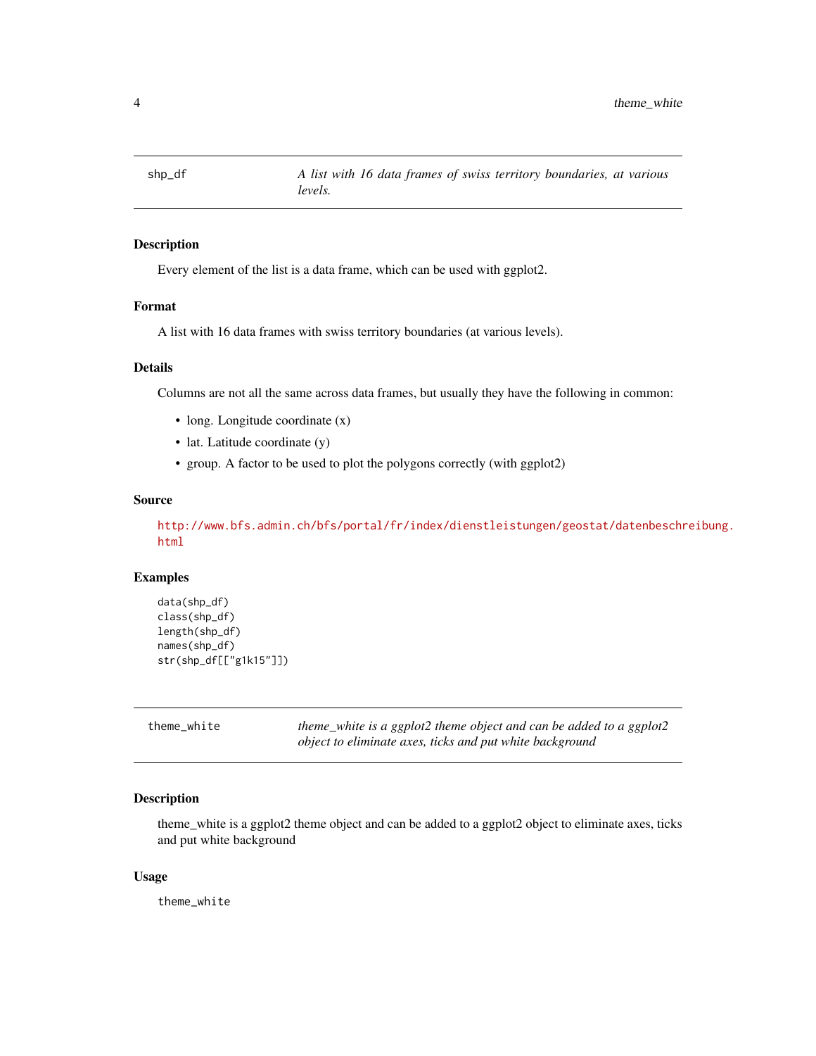## shp_df

*A list with 16 data frames of swiss territory boundaries, at various levels.*

### Description

Every element of the list is a data frame, which can be used with ggplot2.

### Format

A list with 16 data frames with swiss territory boundaries (at various levels).

### Details

Columns are not all the same across data frames, but usually they have the following in common:

- long. Longitude coordinate (x)
- lat. Latitude coordinate (y)
- group. A factor to be used to plot the polygons correctly (with ggplot2)

### Source

http://www.bfs.admin.ch/bfs/portal/fr/index/dienstleistungen/geostat/datenbeschreibung.html

### Examples

```
data(shp_df)
class(shp_df)
length(shp_df)
names(shp_df)
str(shp_df[["g1k15"]])
```

## theme_white

*theme_white is a ggplot2 theme object and can be added to a ggplot2 object to eliminate axes, ticks and put white background*

### Description

theme_white is a ggplot2 theme object and can be added to a ggplot2 object to eliminate axes, ticks and put white background

### Usage

```
theme_white
```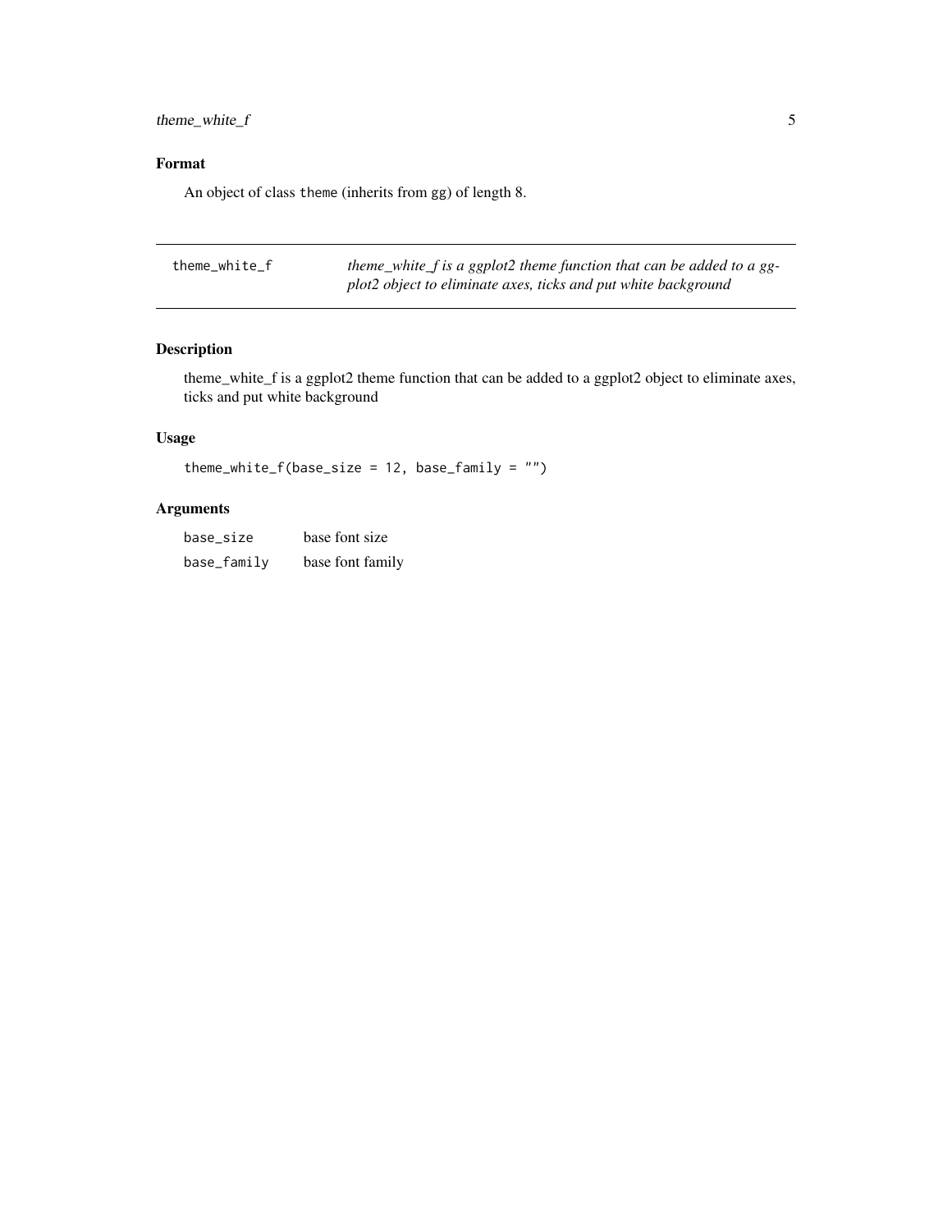## Format

An object of class theme (inherits from gg) of length 8.

---

| theme_white_f | *theme_white_f is a ggplot2 theme function that can be added to a ggplot2 object to eliminate axes, ticks and put white background* |
|---|---|

## Description

theme_white_f is a ggplot2 theme function that can be added to a ggplot2 object to eliminate axes, ticks and put white background

## Usage

```
theme_white_f(base_size = 12, base_family = "")
```

## Arguments

| | |
|---|---|
| base_size | base font size |
| base_family | base font family |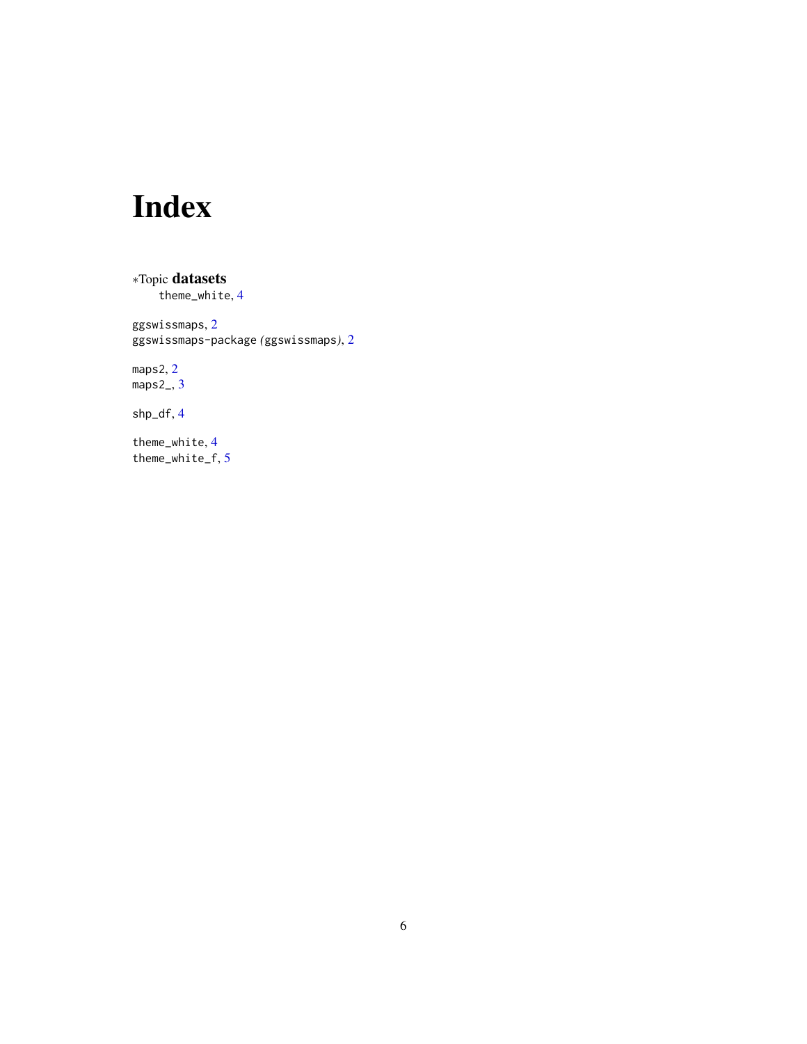# Index

∗Topic **datasets**
    theme_white, 4

ggswissmaps, 2
ggswissmaps-package *(*ggswissmaps*)*, 2

maps2, 2
maps2_, 3

shp_df, 4

theme_white, 4
theme_white_f, 5